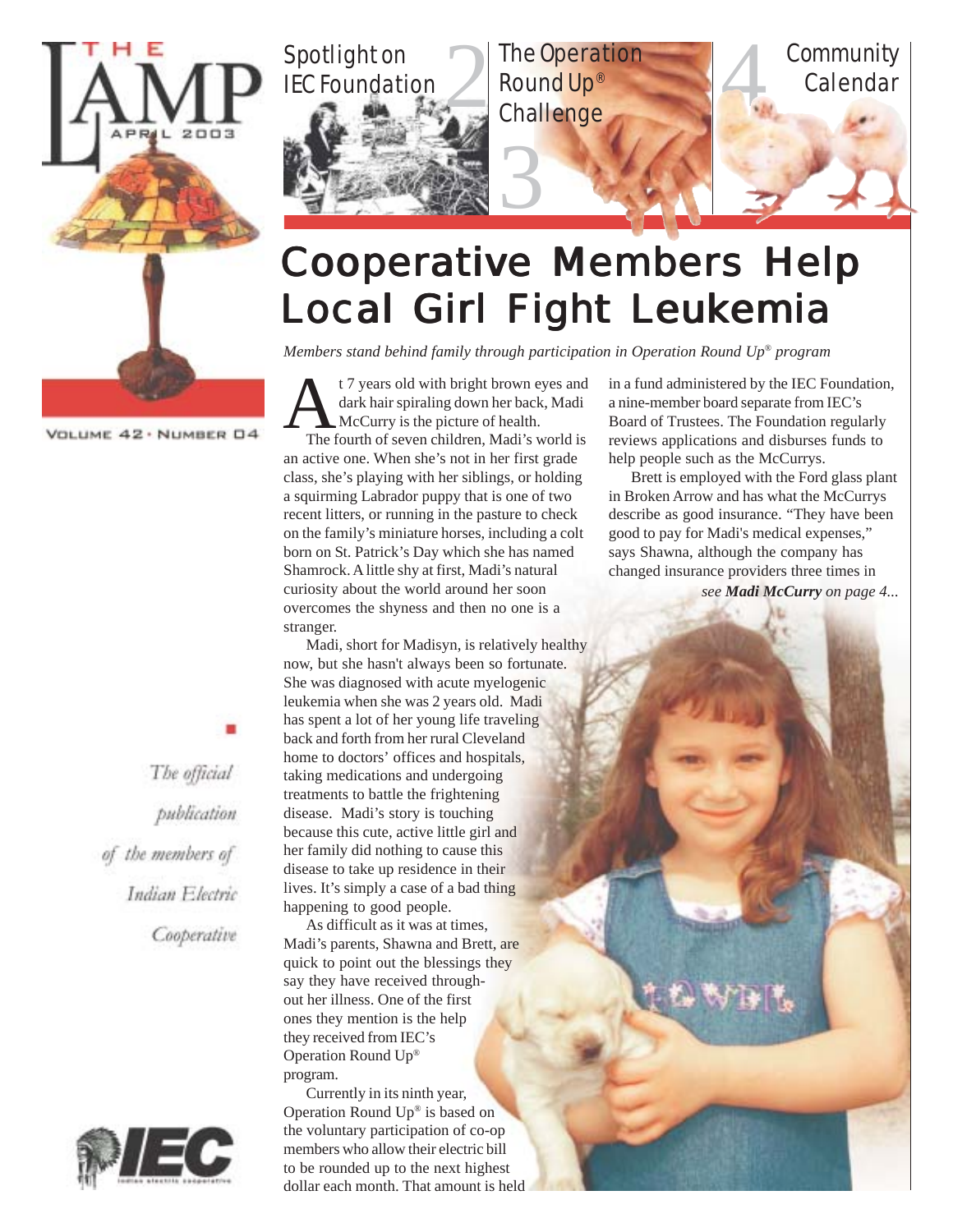# THE LAMP

APRIL 2003

VOLUME 42 • NUMBER 04

Spotlight on IEC Foundation 2

The Operation Round Up® Challenge 3

Community Calendar 4

# Cooperative Members Help Local Girl Fight Leukemia

*Members stand behind family through participation in Operation Round Up® program*

At 7 years old with bright brown eyes and dark hair spiraling down her back, Madi McCurry is the picture of health.

The fourth of seven children, Madi's world is an active one. When she's not in her first grade class, she's playing with her siblings, or holding a squirming Labrador puppy that is one of two recent litters, or running in the pasture to check on the family's miniature horses, including a colt born on St. Patrick's Day which she has named Shamrock. A little shy at first, Madi's natural curiosity about the world around her soon overcomes the shyness and then no one is a stranger.

Madi, short for Madisyn, is relatively healthy now, but she hasn't always been so fortunate. She was diagnosed with acute myelogenic leukemia when she was 2 years old. Madi has spent a lot of her young life traveling back and forth from her rural Cleveland home to doctors' offices and hospitals, taking medications and undergoing treatments to battle the frightening disease. Madi's story is touching because this cute, active little girl and her family did nothing to cause this disease to take up residence in their lives. It's simply a case of a bad thing happening to good people.

As difficult as it was at times, Madi's parents, Shawna and Brett, are quick to point out the blessings they say they have received throughout her illness. One of the first ones they mention is the help they received from IEC's Operation Round Up® program.

Currently in its ninth year, Operation Round Up® is based on the voluntary participation of co-op members who allow their electric bill to be rounded up to the next highest dollar each month. That amount is held in a fund administered by the IEC Foundation, a nine-member board separate from IEC's Board of Trustees. The Foundation regularly reviews applications and disburses funds to help people such as the McCurrys.

Brett is employed with the Ford glass plant in Broken Arrow and has what the McCurrys describe as good insurance. "They have been good to pay for Madi's medical expenses," says Shawna, although the company has changed insurance providers three times in

*see **Madi McCurry** on page 4...*

*The official publication of the members of Indian Electric Cooperative*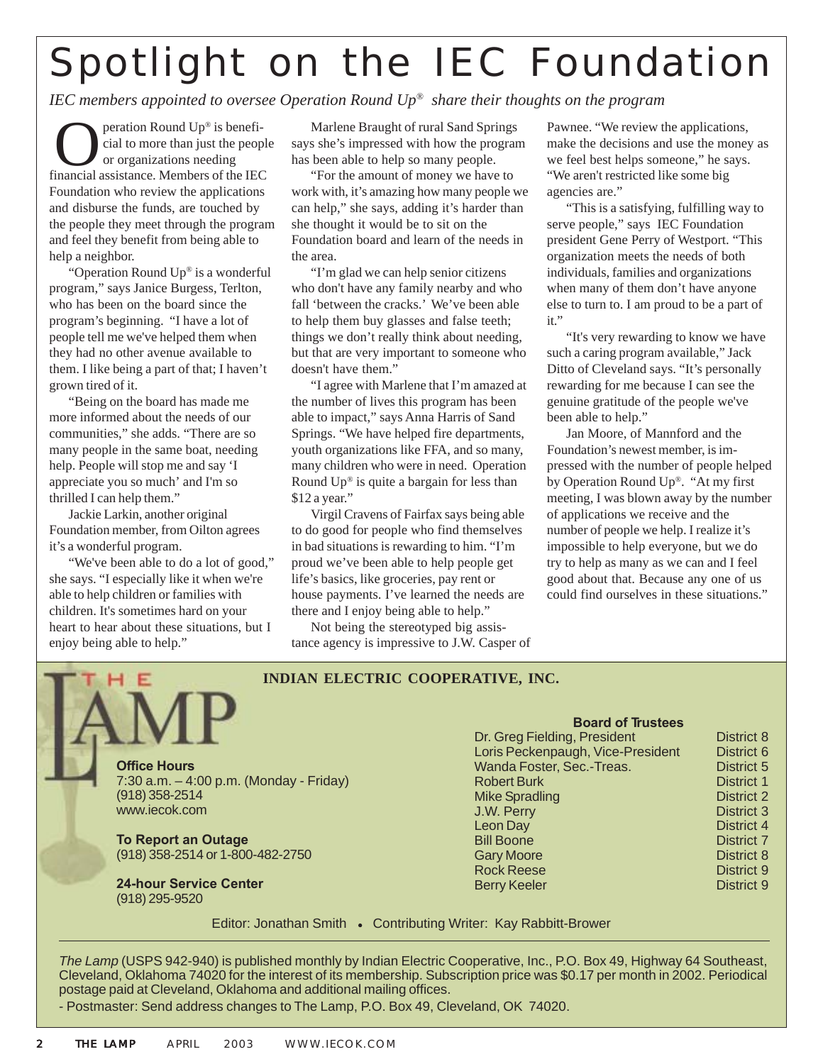# Spotlight on the IEC Foundation

*IEC members appointed to oversee Operation Round Up® share their thoughts on the program*

Operation Round Up® is beneficial to more than just the people or organizations needing financial assistance. Members of the IEC Foundation who review the applications and disburse the funds, are touched by the people they meet through the program and feel they benefit from being able to help a neighbor.

"Operation Round Up® is a wonderful program," says Janice Burgess, Terlton, who has been on the board since the program's beginning. "I have a lot of people tell me we've helped them when they had no other avenue available to them. I like being a part of that; I haven't grown tired of it.

"Being on the board has made me more informed about the needs of our communities," she adds. "There are so many people in the same boat, needing help. People will stop me and say 'I appreciate you so much' and I'm so thrilled I can help them."

Jackie Larkin, another original Foundation member, from Oilton agrees it's a wonderful program.

"We've been able to do a lot of good," she says. "I especially like it when we're able to help children or families with children. It's sometimes hard on your heart to hear about these situations, but I enjoy being able to help."

Marlene Braught of rural Sand Springs says she's impressed with how the program has been able to help so many people.

"For the amount of money we have to work with, it's amazing how many people we can help," she says, adding it's harder than she thought it would be to sit on the Foundation board and learn of the needs in the area.

"I'm glad we can help senior citizens who don't have any family nearby and who fall 'between the cracks.' We've been able to help them buy glasses and false teeth; things we don't really think about needing, but that are very important to someone who doesn't have them."

"I agree with Marlene that I'm amazed at the number of lives this program has been able to impact," says Anna Harris of Sand Springs. "We have helped fire departments, youth organizations like FFA, and so many, many children who were in need. Operation Round Up® is quite a bargain for less than $12 a year."

Virgil Cravens of Fairfax says being able to do good for people who find themselves in bad situations is rewarding to him. "I'm proud we've been able to help people get life's basics, like groceries, pay rent or house payments. I've learned the needs are there and I enjoy being able to help."

Not being the stereotyped big assistance agency is impressive to J.W. Casper of Pawnee. "We review the applications, make the decisions and use the money as we feel best helps someone," he says. "We aren't restricted like some big agencies are."

"This is a satisfying, fulfilling way to serve people," says IEC Foundation president Gene Perry of Westport. "This organization meets the needs of both individuals, families and organizations when many of them don't have anyone else to turn to. I am proud to be a part of it."

"It's very rewarding to know we have such a caring program available," Jack Ditto of Cleveland says. "It's personally rewarding for me because I can see the genuine gratitude of the people we've been able to help."

Jan Moore, of Mannford and the Foundation's newest member, is impressed with the number of people helped by Operation Round Up®. "At my first meeting, I was blown away by the number of applications we receive and the number of people we help. I realize it's impossible to help everyone, but we do try to help as many as we can and I feel good about that. Because any one of us could find ourselves in these situations."

---

## THE LAMP

**INDIAN ELECTRIC COOPERATIVE, INC.**

**Office Hours**
7:30 a.m. – 4:00 p.m. (Monday - Friday)
(918) 358-2514
www.iecok.com

**To Report an Outage**
(918) 358-2514 or 1-800-482-2750

**24-hour Service Center**
(918) 295-9520

**Board of Trustees**

| Name | District |
|---|---|
| Dr. Greg Fielding, President | District 8 |
| Loris Peckenpaugh, Vice-President | District 6 |
| Wanda Foster, Sec.-Treas. | District 5 |
| Robert Burk | District 1 |
| Mike Spradling | District 2 |
| J.W. Perry | District 3 |
| Leon Day | District 4 |
| Bill Boone | District 7 |
| Gary Moore | District 8 |
| Rock Reese | District 9 |
| Berry Keeler | District 9 |

Editor: Jonathan Smith • Contributing Writer: Kay Rabbitt-Brower

*The Lamp* (USPS 942-940) is published monthly by Indian Electric Cooperative, Inc., P.O. Box 49, Highway 64 Southeast, Cleveland, Oklahoma 74020 for the interest of its membership. Subscription price was $0.17 per month in 2002. Periodical postage paid at Cleveland, Oklahoma and additional mailing offices.

- Postmaster: Send address changes to The Lamp, P.O. Box 49, Cleveland, OK 74020.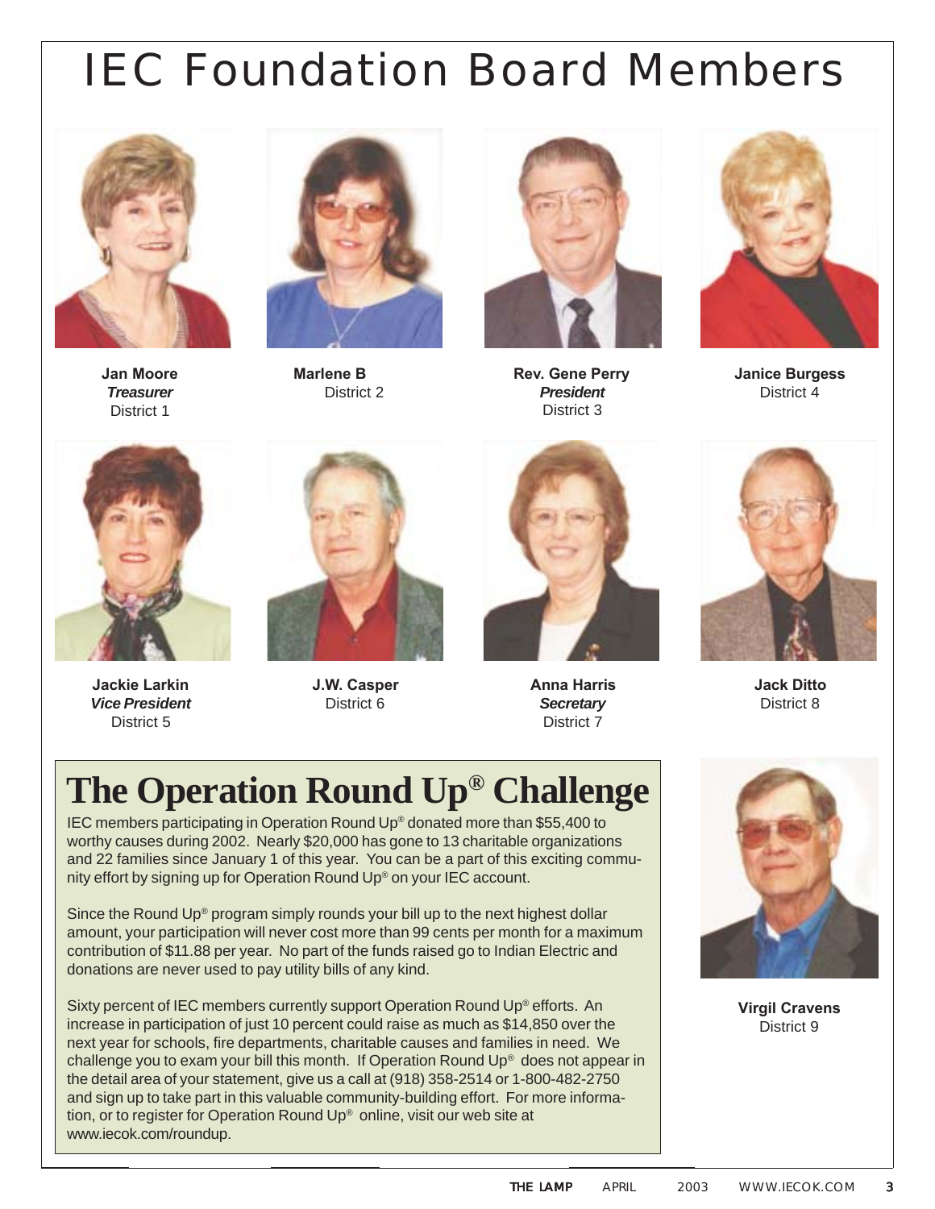# IEC Foundation Board Members

**Jan Moore**
***Treasurer***
District 1

**Marlene B**
District 2

**Rev. Gene Perry**
***President***
District 3

**Janice Burgess**
District 4

**Jackie Larkin**
***Vice President***
District 5

**J.W. Casper**
District 6

**Anna Harris**
***Secretary***
District 7

**Jack Ditto**
District 8

**Virgil Cravens**
District 9

## The Operation Round Up® Challenge

IEC members participating in Operation Round Up® donated more than $55,400 to worthy causes during 2002. Nearly $20,000 has gone to 13 charitable organizations and 22 families since January 1 of this year. You can be a part of this exciting community effort by signing up for Operation Round Up® on your IEC account.

Since the Round Up® program simply rounds your bill up to the next highest dollar amount, your participation will never cost more than 99 cents per month for a maximum contribution of $11.88 per year. No part of the funds raised go to Indian Electric and donations are never used to pay utility bills of any kind.

Sixty percent of IEC members currently support Operation Round Up® efforts. An increase in participation of just 10 percent could raise as much as $14,850 over the next year for schools, fire departments, charitable causes and families in need. We challenge you to exam your bill this month. If Operation Round Up® does not appear in the detail area of your statement, give us a call at (918) 358-2514 or 1-800-482-2750 and sign up to take part in this valuable community-building effort. For more information, or to register for Operation Round Up® online, visit our web site at www.iecok.com/roundup.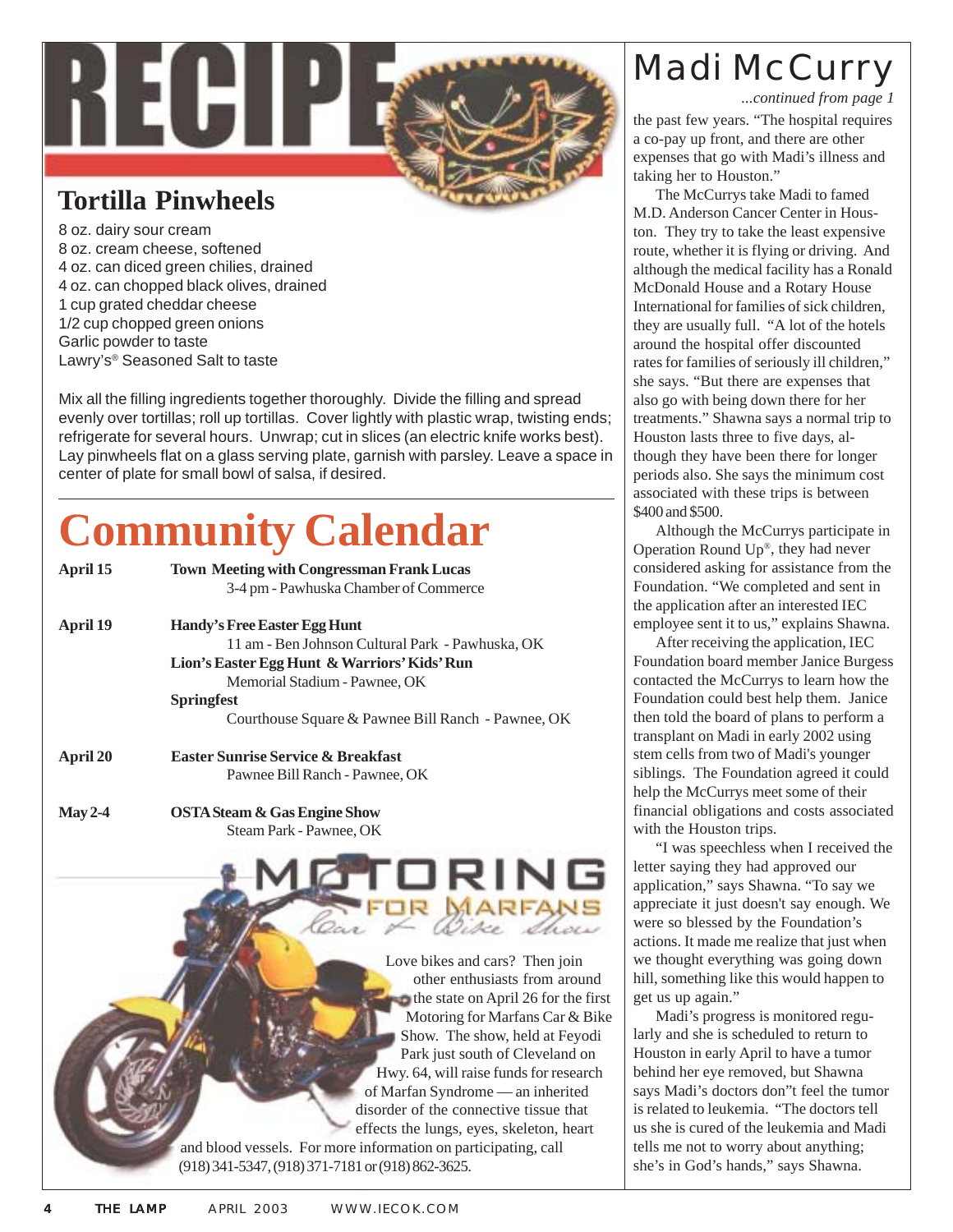# RECIPE

## Tortilla Pinwheels

8 oz. dairy sour cream
8 oz. cream cheese, softened
4 oz. can diced green chilies, drained
4 oz. can chopped black olives, drained
1 cup grated cheddar cheese
1/2 cup chopped green onions
Garlic powder to taste
Lawry's® Seasoned Salt to taste

Mix all the filling ingredients together thoroughly. Divide the filling and spread evenly over tortillas; roll up tortillas. Cover lightly with plastic wrap, twisting ends; refrigerate for several hours. Unwrap; cut in slices (an electric knife works best). Lay pinwheels flat on a glass serving plate, garnish with parsley. Leave a space in center of plate for small bowl of salsa, if desired.

# Community Calendar

**April 15** — **Town Meeting with Congressman Frank Lucas**
3-4 pm - Pawhuska Chamber of Commerce

**April 19** — **Handy's Free Easter Egg Hunt**
11 am - Ben Johnson Cultural Park - Pawhuska, OK

**Lion's Easter Egg Hunt & Warriors' Kids' Run**
Memorial Stadium - Pawnee, OK

**Springfest**
Courthouse Square & Pawnee Bill Ranch - Pawnee, OK

**April 20** — **Easter Sunrise Service & Breakfast**
Pawnee Bill Ranch - Pawnee, OK

**May 2-4** — **OSTA Steam & Gas Engine Show**
Steam Park - Pawnee, OK

## MOTORING FOR MARFANS
*Car & Bike Show*

Love bikes and cars? Then join other enthusiasts from around the state on April 26 for the first Motoring for Marfans Car & Bike Show. The show, held at Feyodi Park just south of Cleveland on Hwy. 64, will raise funds for research of Marfan Syndrome — an inherited disorder of the connective tissue that effects the lungs, eyes, skeleton, heart and blood vessels. For more information on participating, call (918) 341-5347, (918) 371-7181 or (918) 862-3625.

# Madi McCurry

*...continued from page 1*

the past few years. "The hospital requires a co-pay up front, and there are other expenses that go with Madi's illness and taking her to Houston."

The McCurrys take Madi to famed M.D. Anderson Cancer Center in Houston. They try to take the least expensive route, whether it is flying or driving. And although the medical facility has a Ronald McDonald House and a Rotary House International for families of sick children, they are usually full. "A lot of the hotels around the hospital offer discounted rates for families of seriously ill children," she says. "But there are expenses that also go with being down there for her treatments." Shawna says a normal trip to Houston lasts three to five days, although they have been there for longer periods also. She says the minimum cost associated with these trips is between $400 and $500.

Although the McCurrys participate in Operation Round Up®, they had never considered asking for assistance from the Foundation. "We completed and sent in the application after an interested IEC employee sent it to us," explains Shawna.

After receiving the application, IEC Foundation board member Janice Burgess contacted the McCurrys to learn how the Foundation could best help them. Janice then told the board of plans to perform a transplant on Madi in early 2002 using stem cells from two of Madi's younger siblings. The Foundation agreed it could help the McCurrys meet some of their financial obligations and costs associated with the Houston trips.

"I was speechless when I received the letter saying they had approved our application," says Shawna. "To say we appreciate it just doesn't say enough. We were so blessed by the Foundation's actions. It made me realize that just when we thought everything was going down hill, something like this would happen to get us up again."

Madi's progress is monitored regularly and she is scheduled to return to Houston in early April to have a tumor behind her eye removed, but Shawna says Madi's doctors don"t feel the tumor is related to leukemia. "The doctors tell us she is cured of the leukemia and Madi tells me not to worry about anything; she's in God's hands," says Shawna.